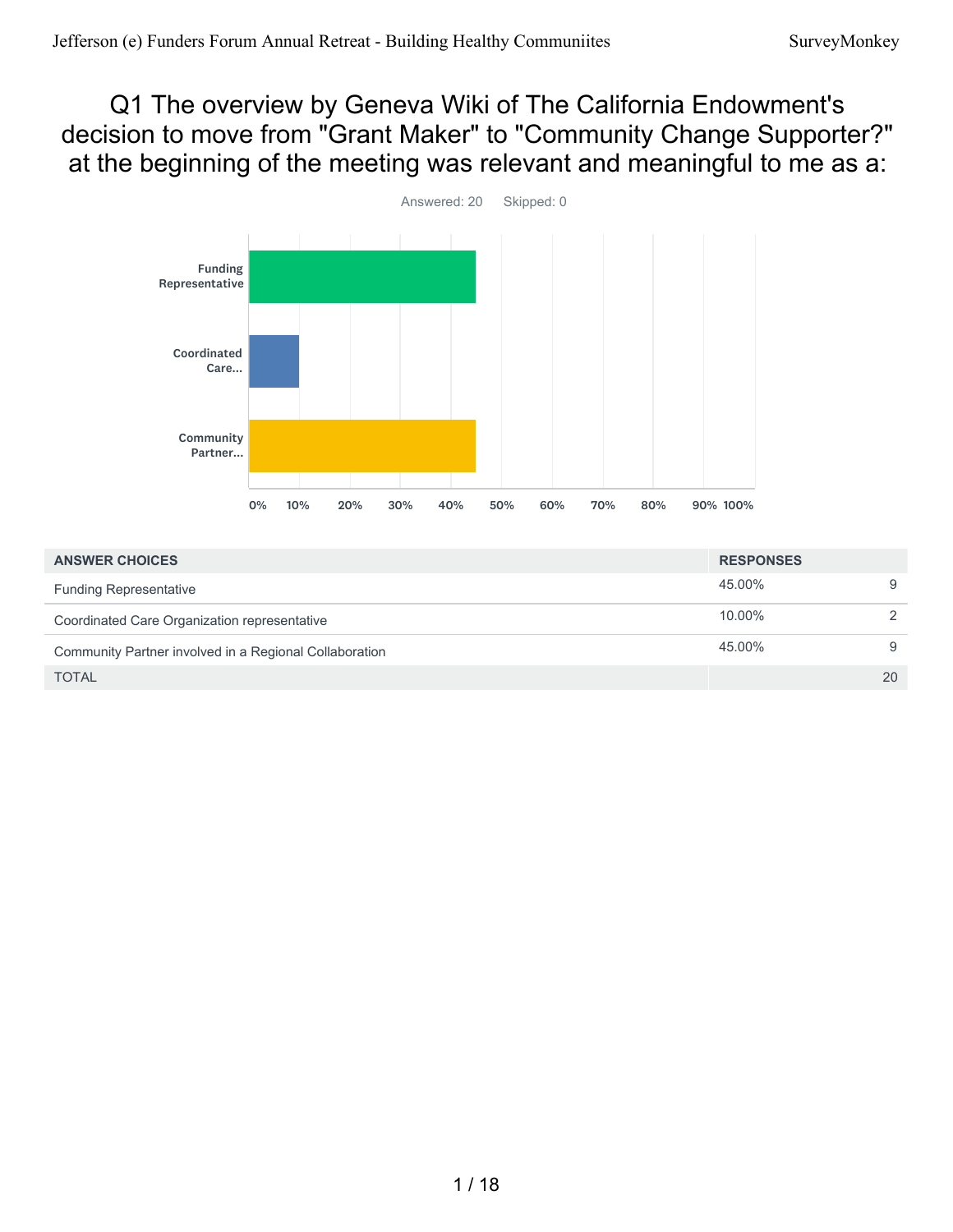# Q1 The overview by Geneva Wiki of The California Endowment's decision to move from "Grant Maker" to "Community Change Supporter?" at the beginning of the meeting was relevant and meaningful to me as a:

Answered: 20 Skipped: 0

| ANSWER CHOICES | RESPONSES | |
|---|---|---|
| Funding Representative | 45.00% | 9 |
| Coordinated Care Organization representative | 10.00% | 2 |
| Community Partner involved in a Regional Collaboration | 45.00% | 9 |
| TOTAL | | 20 |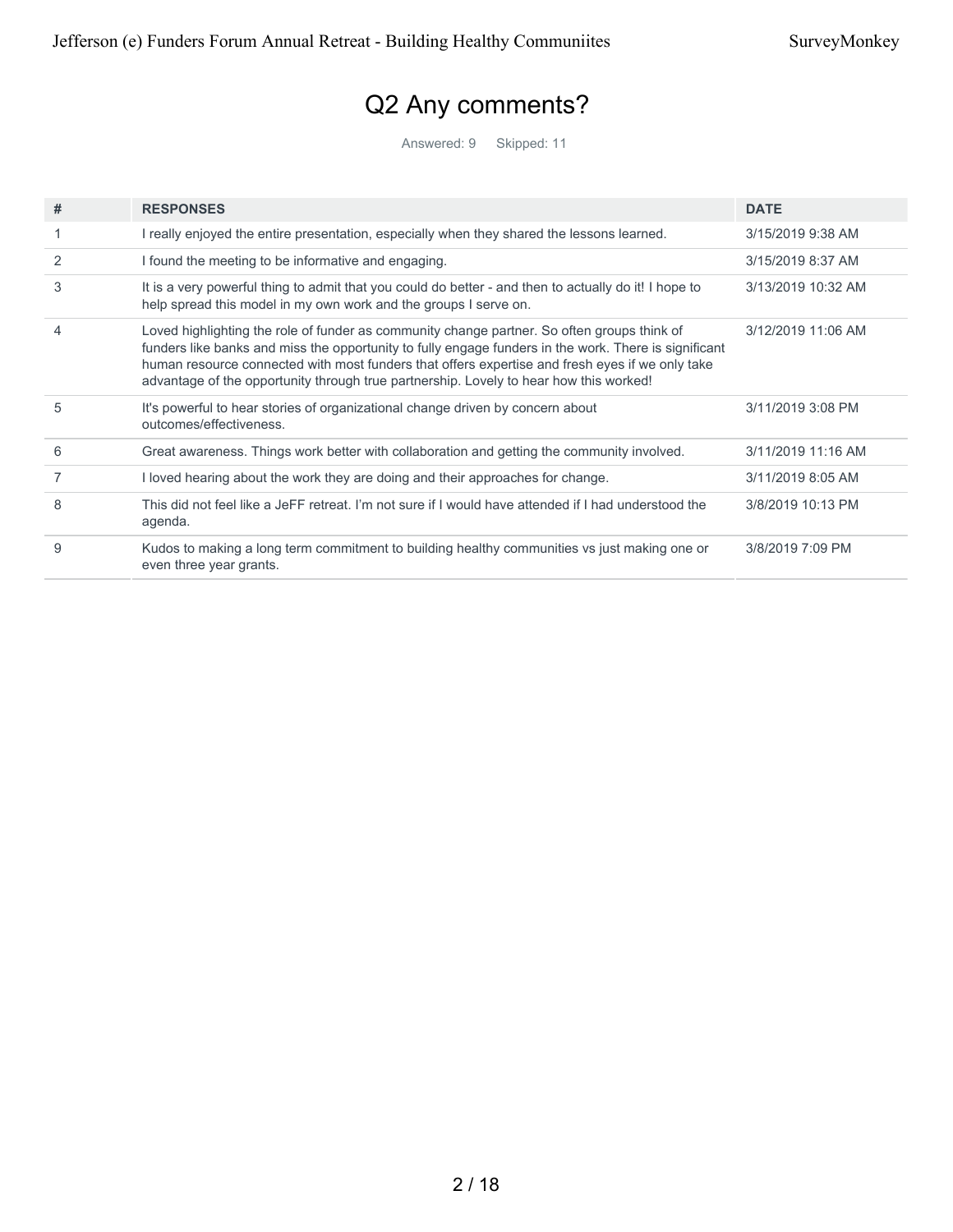# Q2 Any comments?

Answered: 9 Skipped: 11

| # | RESPONSES | DATE |
|---|---|---|
| 1 | I really enjoyed the entire presentation, especially when they shared the lessons learned. | 3/15/2019 9:38 AM |
| 2 | I found the meeting to be informative and engaging. | 3/15/2019 8:37 AM |
| 3 | It is a very powerful thing to admit that you could do better - and then to actually do it! I hope to help spread this model in my own work and the groups I serve on. | 3/13/2019 10:32 AM |
| 4 | Loved highlighting the role of funder as community change partner. So often groups think of funders like banks and miss the opportunity to fully engage funders in the work. There is significant human resource connected with most funders that offers expertise and fresh eyes if we only take advantage of the opportunity through true partnership. Lovely to hear how this worked! | 3/12/2019 11:06 AM |
| 5 | It's powerful to hear stories of organizational change driven by concern about outcomes/effectiveness. | 3/11/2019 3:08 PM |
| 6 | Great awareness. Things work better with collaboration and getting the community involved. | 3/11/2019 11:16 AM |
| 7 | I loved hearing about the work they are doing and their approaches for change. | 3/11/2019 8:05 AM |
| 8 | This did not feel like a JeFF retreat. I'm not sure if I would have attended if I had understood the agenda. | 3/8/2019 10:13 PM |
| 9 | Kudos to making a long term commitment to building healthy communities vs just making one or even three year grants. | 3/8/2019 7:09 PM |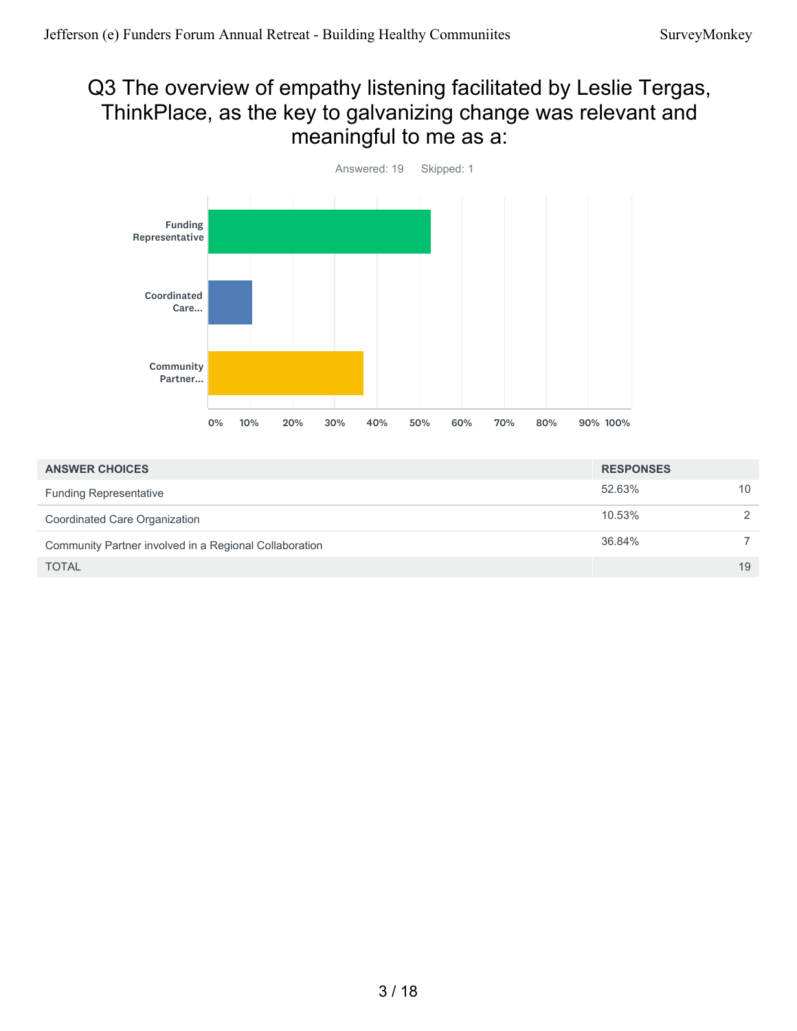# Q3 The overview of empathy listening facilitated by Leslie Tergas, ThinkPlace, as the key to galvanizing change was relevant and meaningful to me as a:

Answered: 19 Skipped: 1

| ANSWER CHOICES | RESPONSES | |
|---|---|---|
| Funding Representative | 52.63% | 10 |
| Coordinated Care Organization | 10.53% | 2 |
| Community Partner involved in a Regional Collaboration | 36.84% | 7 |
| TOTAL | | 19 |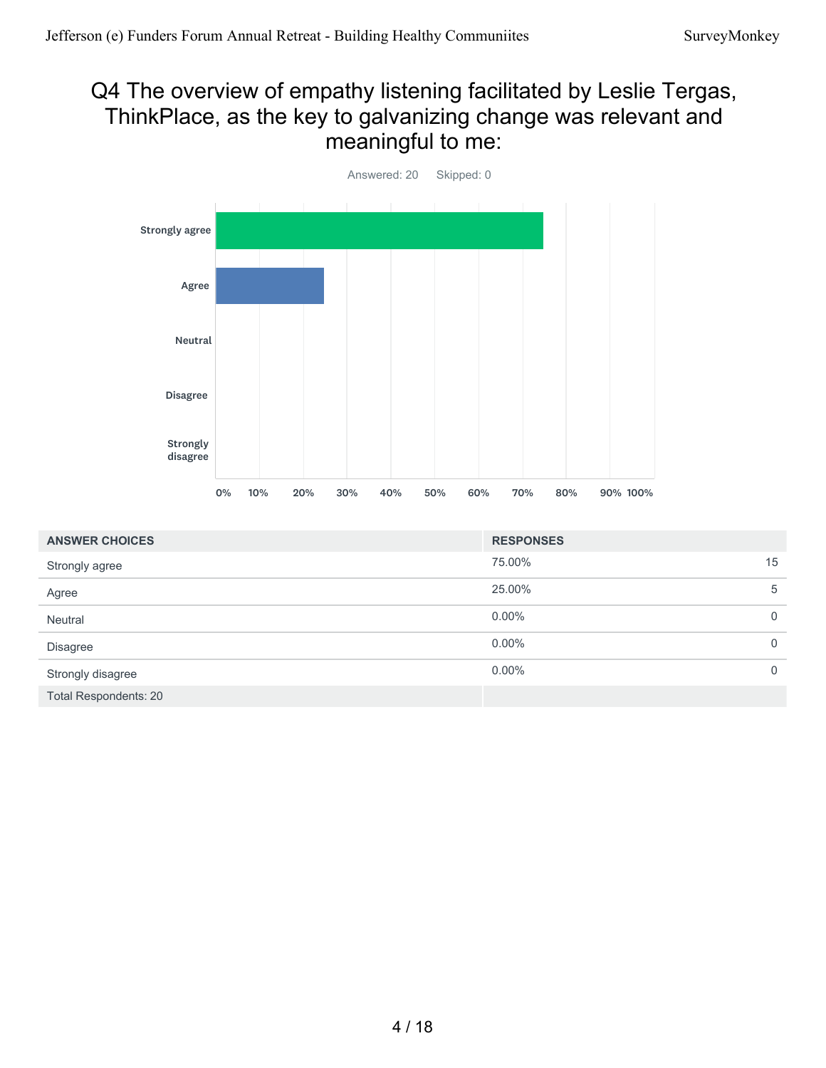# Q4 The overview of empathy listening facilitated by Leslie Tergas, ThinkPlace, as the key to galvanizing change was relevant and meaningful to me:

Answered: 20 Skipped: 0

| ANSWER CHOICES | RESPONSES | |
|---|---|---|
| Strongly agree | 75.00% | 15 |
| Agree | 25.00% | 5 |
| Neutral | 0.00% | 0 |
| Disagree | 0.00% | 0 |
| Strongly disagree | 0.00% | 0 |
| Total Respondents: 20 | | |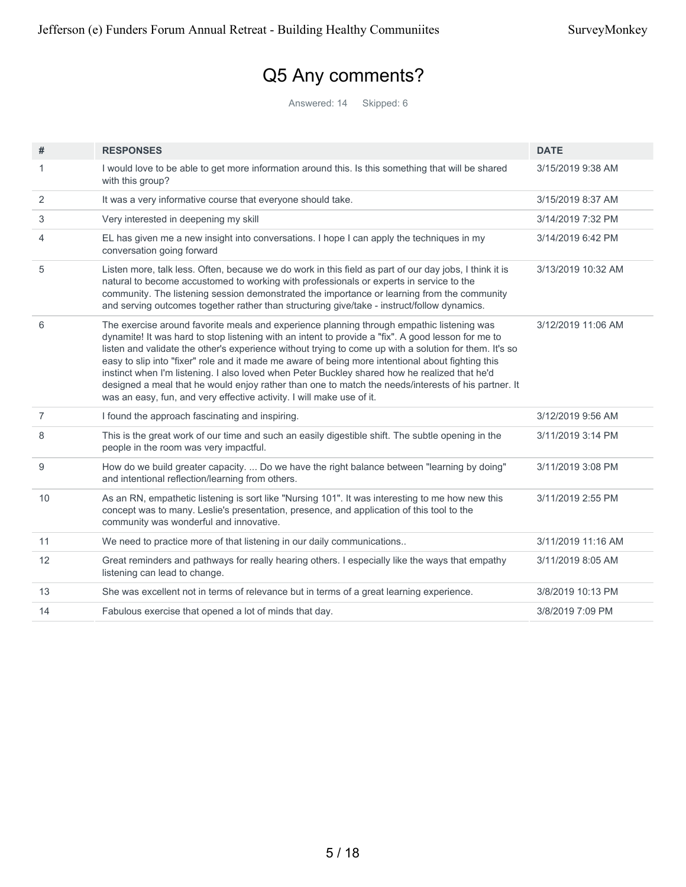# Q5 Any comments?

Answered: 14 Skipped: 6

| # | RESPONSES | DATE |
|---|---|---|
| 1 | I would love to be able to get more information around this. Is this something that will be shared with this group? | 3/15/2019 9:38 AM |
| 2 | It was a very informative course that everyone should take. | 3/15/2019 8:37 AM |
| 3 | Very interested in deepening my skill | 3/14/2019 7:32 PM |
| 4 | EL has given me a new insight into conversations. I hope I can apply the techniques in my conversation going forward | 3/14/2019 6:42 PM |
| 5 | Listen more, talk less. Often, because we do work in this field as part of our day jobs, I think it is natural to become accustomed to working with professionals or experts in service to the community. The listening session demonstrated the importance or learning from the community and serving outcomes together rather than structuring give/take - instruct/follow dynamics. | 3/13/2019 10:32 AM |
| 6 | The exercise around favorite meals and experience planning through empathic listening was dynamite! It was hard to stop listening with an intent to provide a "fix". A good lesson for me to listen and validate the other's experience without trying to come up with a solution for them. It's so easy to slip into "fixer" role and it made me aware of being more intentional about fighting this instinct when I'm listening. I also loved when Peter Buckley shared how he realized that he'd designed a meal that he would enjoy rather than one to match the needs/interests of his partner. It was an easy, fun, and very effective activity. I will make use of it. | 3/12/2019 11:06 AM |
| 7 | I found the approach fascinating and inspiring. | 3/12/2019 9:56 AM |
| 8 | This is the great work of our time and such an easily digestible shift. The subtle opening in the people in the room was very impactful. | 3/11/2019 3:14 PM |
| 9 | How do we build greater capacity. ... Do we have the right balance between "learning by doing" and intentional reflection/learning from others. | 3/11/2019 3:08 PM |
| 10 | As an RN, empathetic listening is sort like "Nursing 101". It was interesting to me how new this concept was to many. Leslie's presentation, presence, and application of this tool to the community was wonderful and innovative. | 3/11/2019 2:55 PM |
| 11 | We need to practice more of that listening in our daily communications.. | 3/11/2019 11:16 AM |
| 12 | Great reminders and pathways for really hearing others. I especially like the ways that empathy listening can lead to change. | 3/11/2019 8:05 AM |
| 13 | She was excellent not in terms of relevance but in terms of a great learning experience. | 3/8/2019 10:13 PM |
| 14 | Fabulous exercise that opened a lot of minds that day. | 3/8/2019 7:09 PM |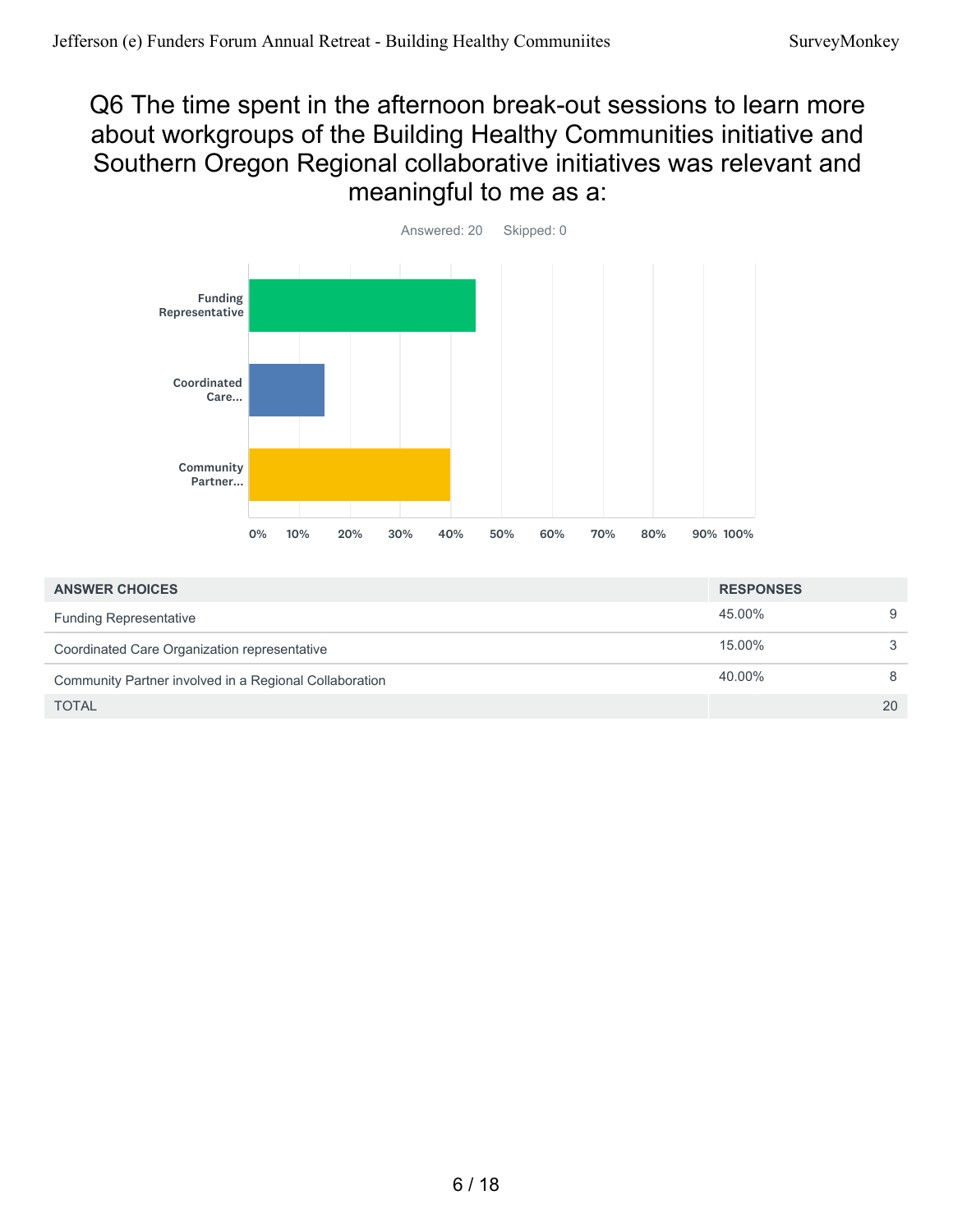# Q6 The time spent in the afternoon break-out sessions to learn more about workgroups of the Building Healthy Communities initiative and Southern Oregon Regional collaborative initiatives was relevant and meaningful to me as a:

Answered: 20 Skipped: 0

| ANSWER CHOICES | RESPONSES | |
|---|---|---|
| Funding Representative | 45.00% | 9 |
| Coordinated Care Organization representative | 15.00% | 3 |
| Community Partner involved in a Regional Collaboration | 40.00% | 8 |
| TOTAL | | 20 |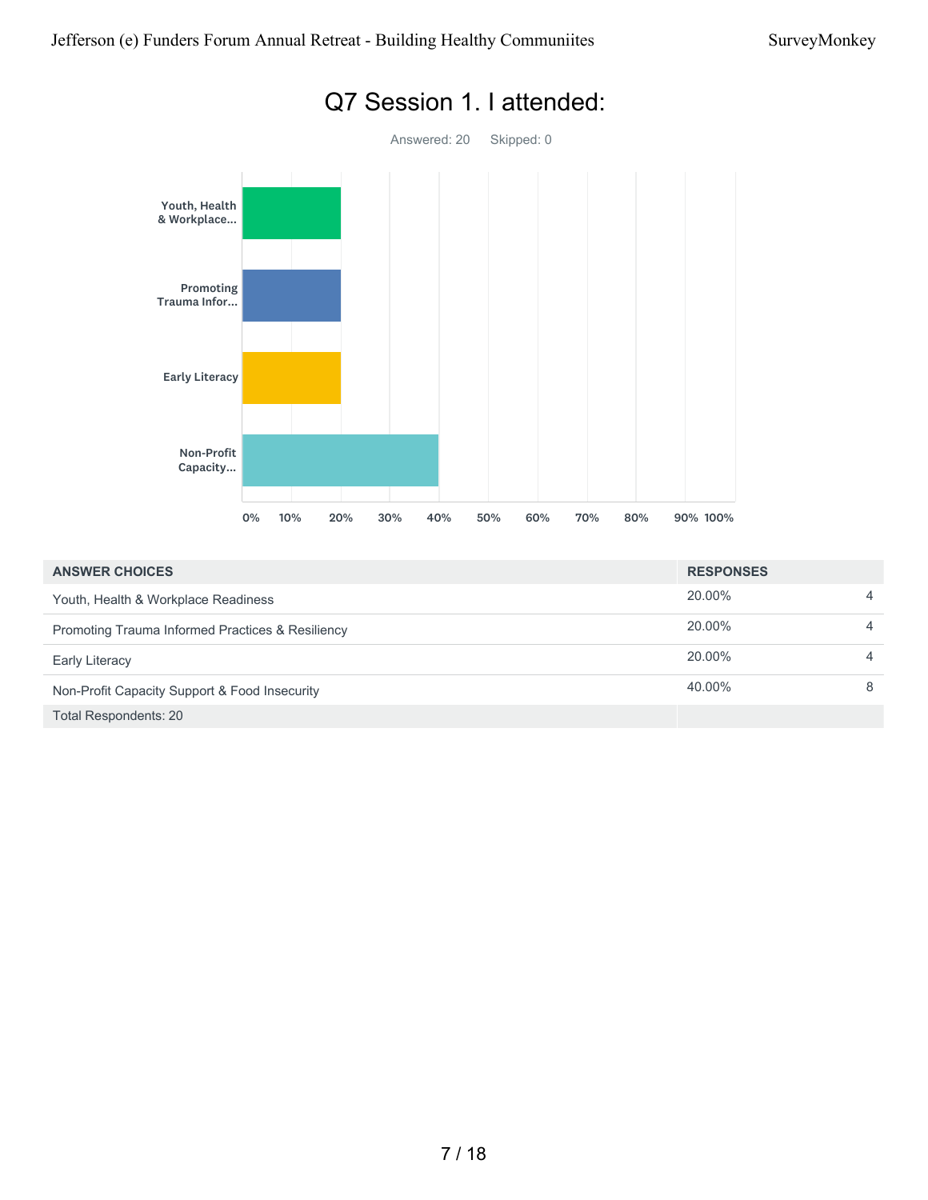# Q7 Session 1. I attended:

Answered: 20 Skipped: 0

| ANSWER CHOICES | RESPONSES | |
|---|---|---|
| Youth, Health & Workplace Readiness | 20.00% | 4 |
| Promoting Trauma Informed Practices & Resiliency | 20.00% | 4 |
| Early Literacy | 20.00% | 4 |
| Non-Profit Capacity Support & Food Insecurity | 40.00% | 8 |
| Total Respondents: 20 | | |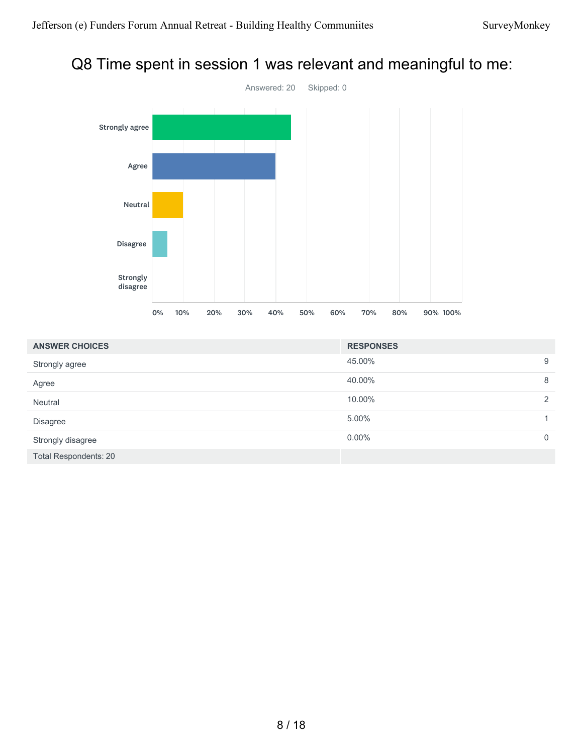# Q8 Time spent in session 1 was relevant and meaningful to me:

Answered: 20    Skipped: 0

| ANSWER CHOICES | RESPONSES | |
|---|---|---|
| Strongly agree | 45.00% | 9 |
| Agree | 40.00% | 8 |
| Neutral | 10.00% | 2 |
| Disagree | 5.00% | 1 |
| Strongly disagree | 0.00% | 0 |
| Total Respondents: 20 | | |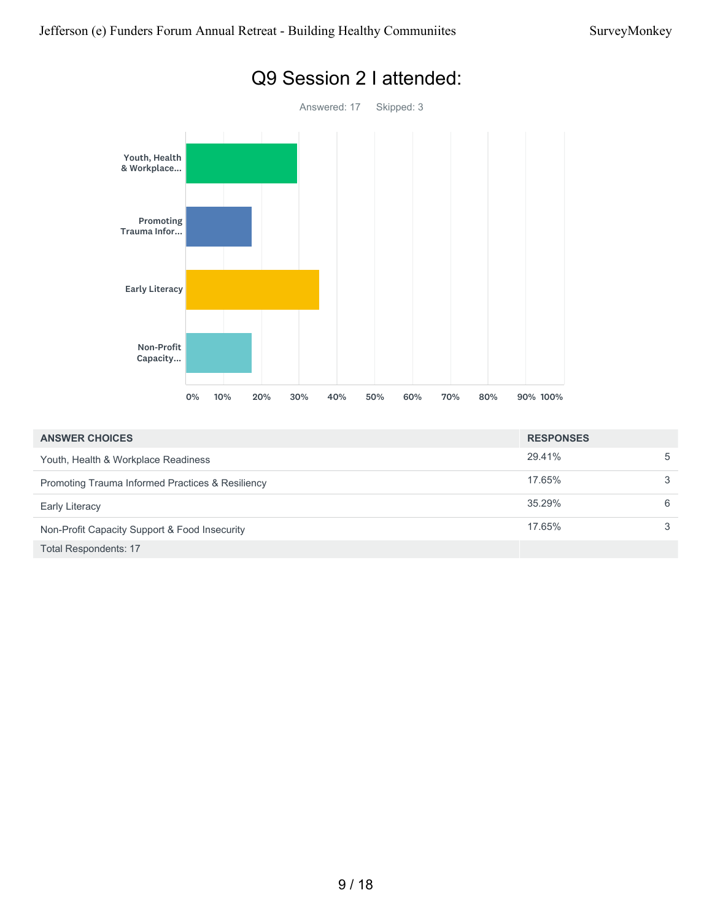# Q9 Session 2 I attended:

Answered: 17 Skipped: 3

| ANSWER CHOICES | RESPONSES | |
|---|---|---|
| Youth, Health & Workplace Readiness | 29.41% | 5 |
| Promoting Trauma Informed Practices & Resiliency | 17.65% | 3 |
| Early Literacy | 35.29% | 6 |
| Non-Profit Capacity Support & Food Insecurity | 17.65% | 3 |
| Total Respondents: 17 | | |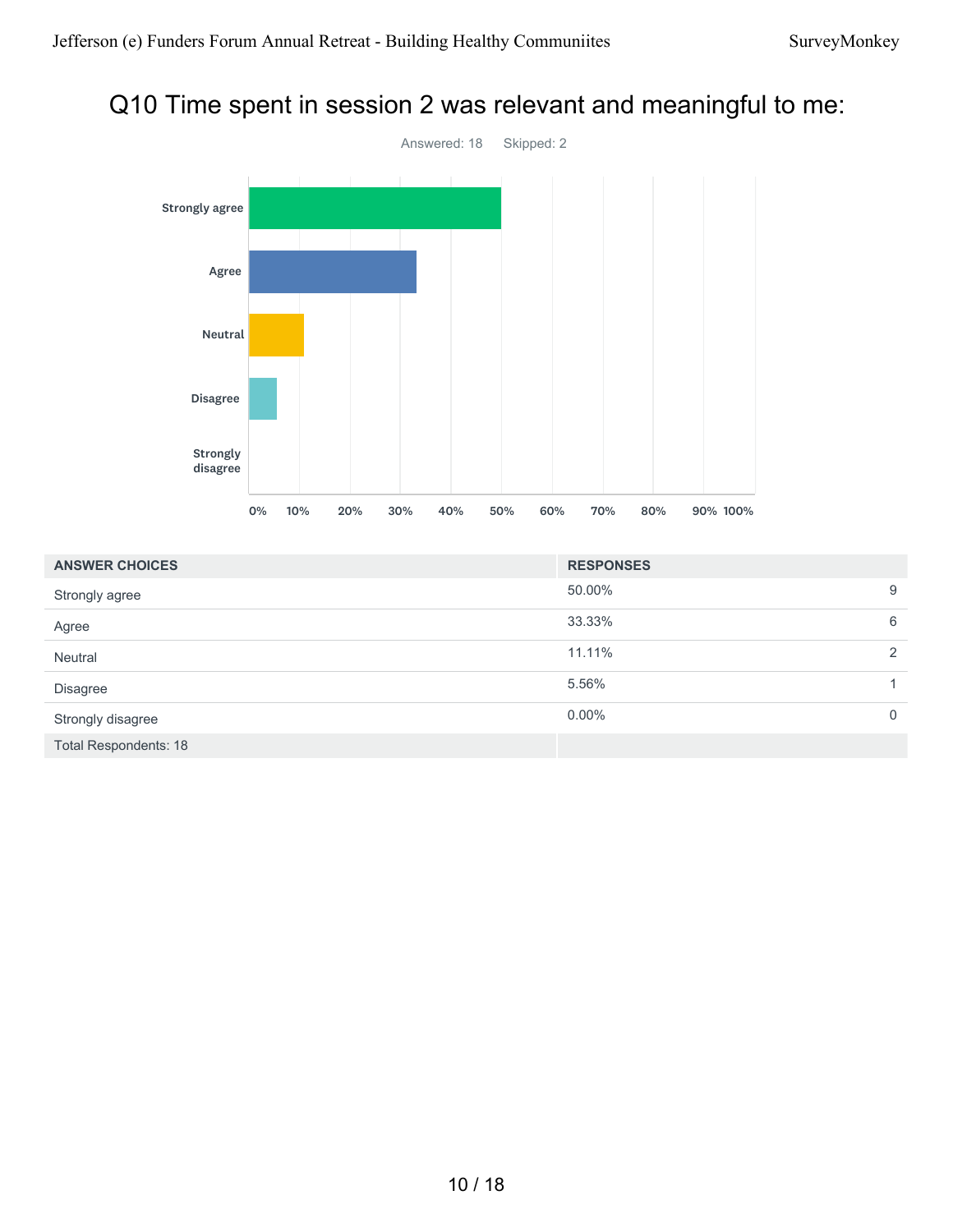# Q10 Time spent in session 2 was relevant and meaningful to me:

Answered: 18 Skipped: 2

| ANSWER CHOICES | RESPONSES | |
|---|---|---|
| Strongly agree | 50.00% | 9 |
| Agree | 33.33% | 6 |
| Neutral | 11.11% | 2 |
| Disagree | 5.56% | 1 |
| Strongly disagree | 0.00% | 0 |
| Total Respondents: 18 | | |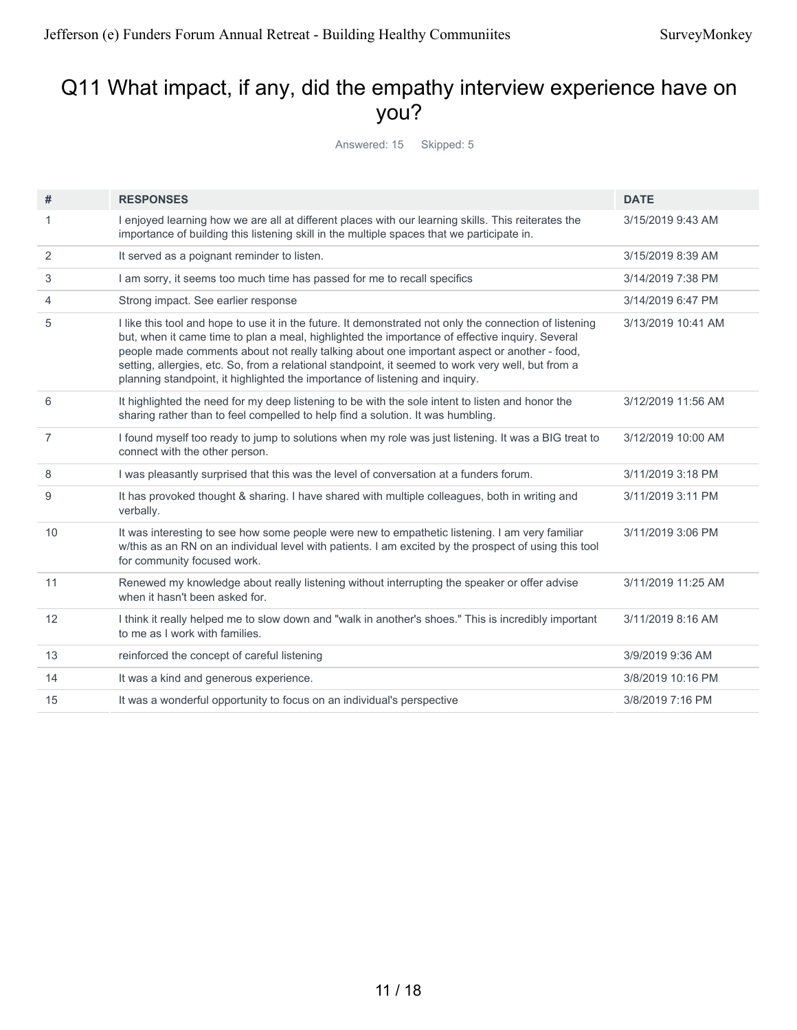# Q11 What impact, if any, did the empathy interview experience have on you?

Answered: 15 Skipped: 5

| # | RESPONSES | DATE |
|---|---|---|
| 1 | I enjoyed learning how we are all at different places with our learning skills. This reiterates the importance of building this listening skill in the multiple spaces that we participate in. | 3/15/2019 9:43 AM |
| 2 | It served as a poignant reminder to listen. | 3/15/2019 8:39 AM |
| 3 | I am sorry, it seems too much time has passed for me to recall specifics | 3/14/2019 7:38 PM |
| 4 | Strong impact. See earlier response | 3/14/2019 6:47 PM |
| 5 | I like this tool and hope to use it in the future. It demonstrated not only the connection of listening but, when it came time to plan a meal, highlighted the importance of effective inquiry. Several people made comments about not really talking about one important aspect or another - food, setting, allergies, etc. So, from a relational standpoint, it seemed to work very well, but from a planning standpoint, it highlighted the importance of listening and inquiry. | 3/13/2019 10:41 AM |
| 6 | It highlighted the need for my deep listening to be with the sole intent to listen and honor the sharing rather than to feel compelled to help find a solution. It was humbling. | 3/12/2019 11:56 AM |
| 7 | I found myself too ready to jump to solutions when my role was just listening. It was a BIG treat to connect with the other person. | 3/12/2019 10:00 AM |
| 8 | I was pleasantly surprised that this was the level of conversation at a funders forum. | 3/11/2019 3:18 PM |
| 9 | It has provoked thought & sharing. I have shared with multiple colleagues, both in writing and verbally. | 3/11/2019 3:11 PM |
| 10 | It was interesting to see how some people were new to empathetic listening. I am very familiar w/this as an RN on an individual level with patients. I am excited by the prospect of using this tool for community focused work. | 3/11/2019 3:06 PM |
| 11 | Renewed my knowledge about really listening without interrupting the speaker or offer advise when it hasn't been asked for. | 3/11/2019 11:25 AM |
| 12 | I think it really helped me to slow down and "walk in another's shoes." This is incredibly important to me as I work with families. | 3/11/2019 8:16 AM |
| 13 | reinforced the concept of careful listening | 3/9/2019 9:36 AM |
| 14 | It was a kind and generous experience. | 3/8/2019 10:16 PM |
| 15 | It was a wonderful opportunity to focus on an individual's perspective | 3/8/2019 7:16 PM |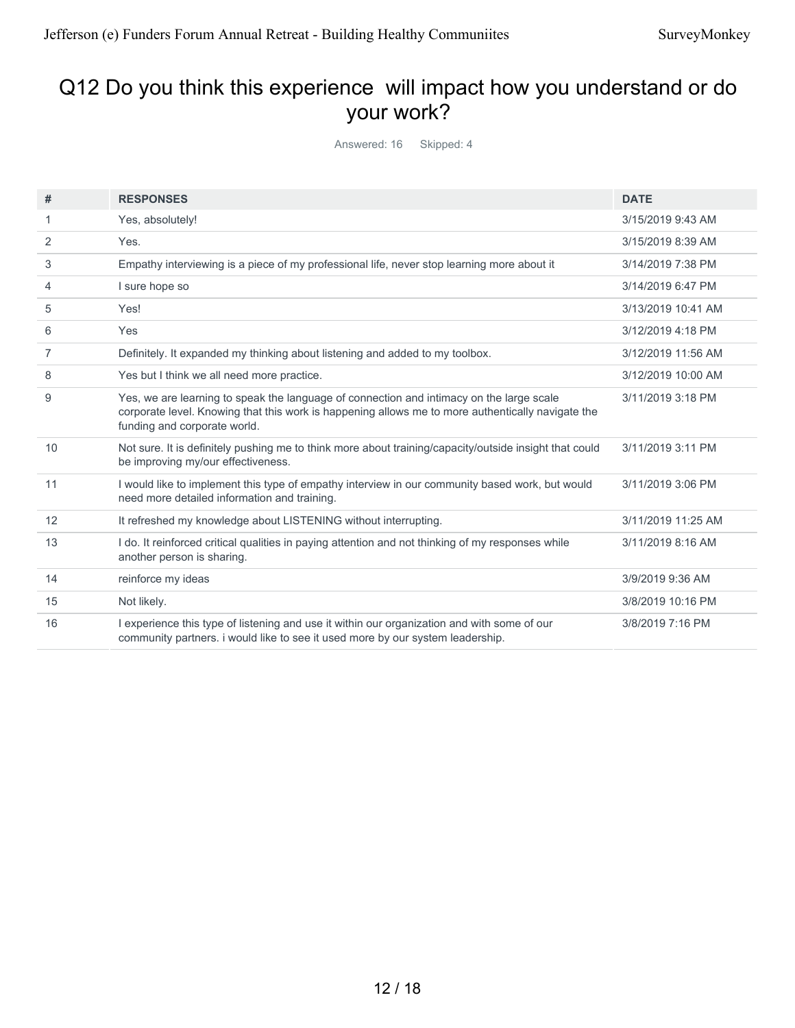## Q12 Do you think this experience will impact how you understand or do your work?

Answered: 16 Skipped: 4

| # | RESPONSES | DATE |
|---|---|---|
| 1 | Yes, absolutely! | 3/15/2019 9:43 AM |
| 2 | Yes. | 3/15/2019 8:39 AM |
| 3 | Empathy interviewing is a piece of my professional life, never stop learning more about it | 3/14/2019 7:38 PM |
| 4 | I sure hope so | 3/14/2019 6:47 PM |
| 5 | Yes! | 3/13/2019 10:41 AM |
| 6 | Yes | 3/12/2019 4:18 PM |
| 7 | Definitely. It expanded my thinking about listening and added to my toolbox. | 3/12/2019 11:56 AM |
| 8 | Yes but I think we all need more practice. | 3/12/2019 10:00 AM |
| 9 | Yes, we are learning to speak the language of connection and intimacy on the large scale corporate level. Knowing that this work is happening allows me to more authentically navigate the funding and corporate world. | 3/11/2019 3:18 PM |
| 10 | Not sure. It is definitely pushing me to think more about training/capacity/outside insight that could be improving my/our effectiveness. | 3/11/2019 3:11 PM |
| 11 | I would like to implement this type of empathy interview in our community based work, but would need more detailed information and training. | 3/11/2019 3:06 PM |
| 12 | It refreshed my knowledge about LISTENING without interrupting. | 3/11/2019 11:25 AM |
| 13 | I do. It reinforced critical qualities in paying attention and not thinking of my responses while another person is sharing. | 3/11/2019 8:16 AM |
| 14 | reinforce my ideas | 3/9/2019 9:36 AM |
| 15 | Not likely. | 3/8/2019 10:16 PM |
| 16 | I experience this type of listening and use it within our organization and with some of our community partners. i would like to see it used more by our system leadership. | 3/8/2019 7:16 PM |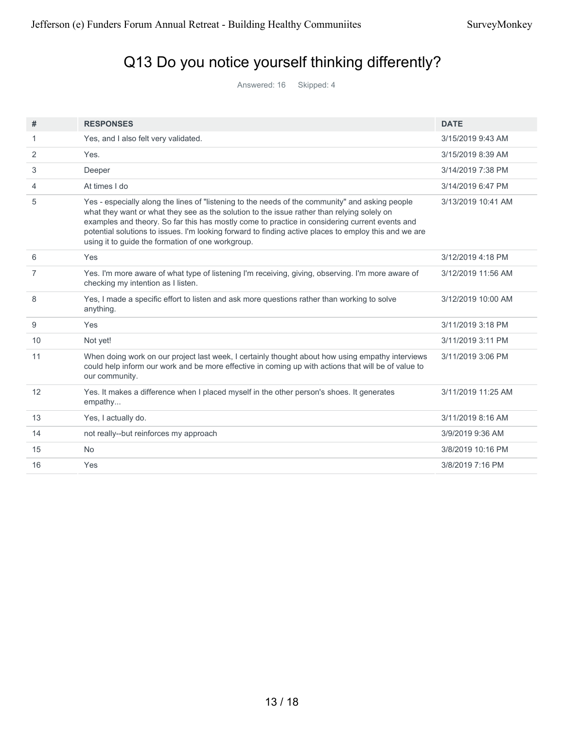# Q13 Do you notice yourself thinking differently?

Answered: 16 Skipped: 4

| # | RESPONSES | DATE |
|---|---|---|
| 1 | Yes, and I also felt very validated. | 3/15/2019 9:43 AM |
| 2 | Yes. | 3/15/2019 8:39 AM |
| 3 | Deeper | 3/14/2019 7:38 PM |
| 4 | At times I do | 3/14/2019 6:47 PM |
| 5 | Yes - especially along the lines of "listening to the needs of the community" and asking people what they want or what they see as the solution to the issue rather than relying solely on examples and theory. So far this has mostly come to practice in considering current events and potential solutions to issues. I'm looking forward to finding active places to employ this and we are using it to guide the formation of one workgroup. | 3/13/2019 10:41 AM |
| 6 | Yes | 3/12/2019 4:18 PM |
| 7 | Yes. I'm more aware of what type of listening I'm receiving, giving, observing. I'm more aware of checking my intention as I listen. | 3/12/2019 11:56 AM |
| 8 | Yes, I made a specific effort to listen and ask more questions rather than working to solve anything. | 3/12/2019 10:00 AM |
| 9 | Yes | 3/11/2019 3:18 PM |
| 10 | Not yet! | 3/11/2019 3:11 PM |
| 11 | When doing work on our project last week, I certainly thought about how using empathy interviews could help inform our work and be more effective in coming up with actions that will be of value to our community. | 3/11/2019 3:06 PM |
| 12 | Yes. It makes a difference when I placed myself in the other person's shoes. It generates empathy... | 3/11/2019 11:25 AM |
| 13 | Yes, I actually do. | 3/11/2019 8:16 AM |
| 14 | not really--but reinforces my approach | 3/9/2019 9:36 AM |
| 15 | No | 3/8/2019 10:16 PM |
| 16 | Yes | 3/8/2019 7:16 PM |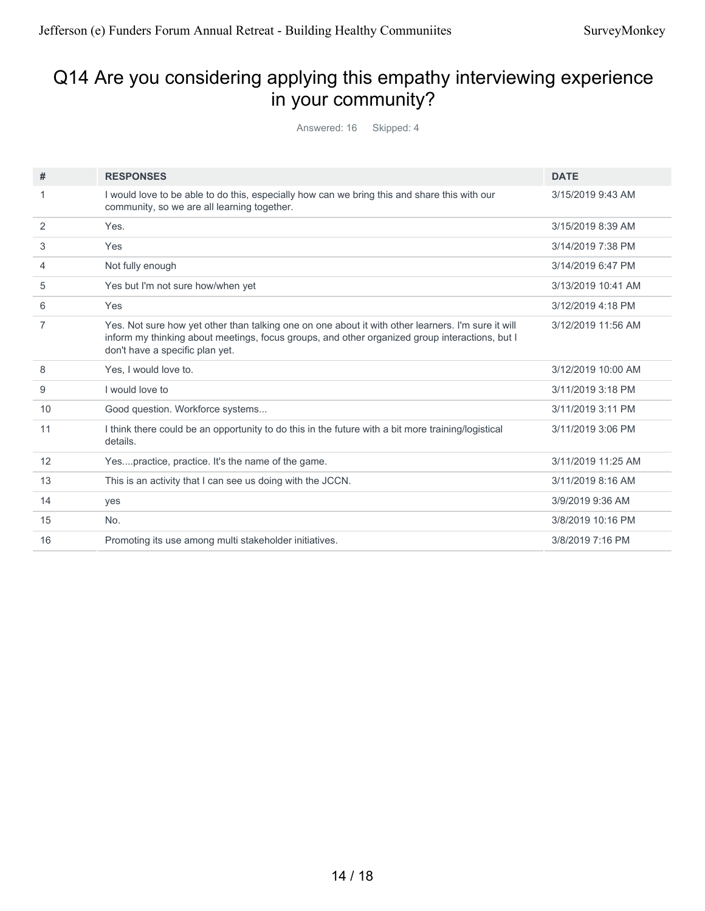## Q14 Are you considering applying this empathy interviewing experience in your community?

Answered: 16 Skipped: 4

| # | RESPONSES | DATE |
|---|---|---|
| 1 | I would love to be able to do this, especially how can we bring this and share this with our community, so we are all learning together. | 3/15/2019 9:43 AM |
| 2 | Yes. | 3/15/2019 8:39 AM |
| 3 | Yes | 3/14/2019 7:38 PM |
| 4 | Not fully enough | 3/14/2019 6:47 PM |
| 5 | Yes but I'm not sure how/when yet | 3/13/2019 10:41 AM |
| 6 | Yes | 3/12/2019 4:18 PM |
| 7 | Yes. Not sure how yet other than talking one on one about it with other learners. I'm sure it will inform my thinking about meetings, focus groups, and other organized group interactions, but I don't have a specific plan yet. | 3/12/2019 11:56 AM |
| 8 | Yes, I would love to. | 3/12/2019 10:00 AM |
| 9 | I would love to | 3/11/2019 3:18 PM |
| 10 | Good question. Workforce systems... | 3/11/2019 3:11 PM |
| 11 | I think there could be an opportunity to do this in the future with a bit more training/logistical details. | 3/11/2019 3:06 PM |
| 12 | Yes....practice, practice. It's the name of the game. | 3/11/2019 11:25 AM |
| 13 | This is an activity that I can see us doing with the JCCN. | 3/11/2019 8:16 AM |
| 14 | yes | 3/9/2019 9:36 AM |
| 15 | No. | 3/8/2019 10:16 PM |
| 16 | Promoting its use among multi stakeholder initiatives. | 3/8/2019 7:16 PM |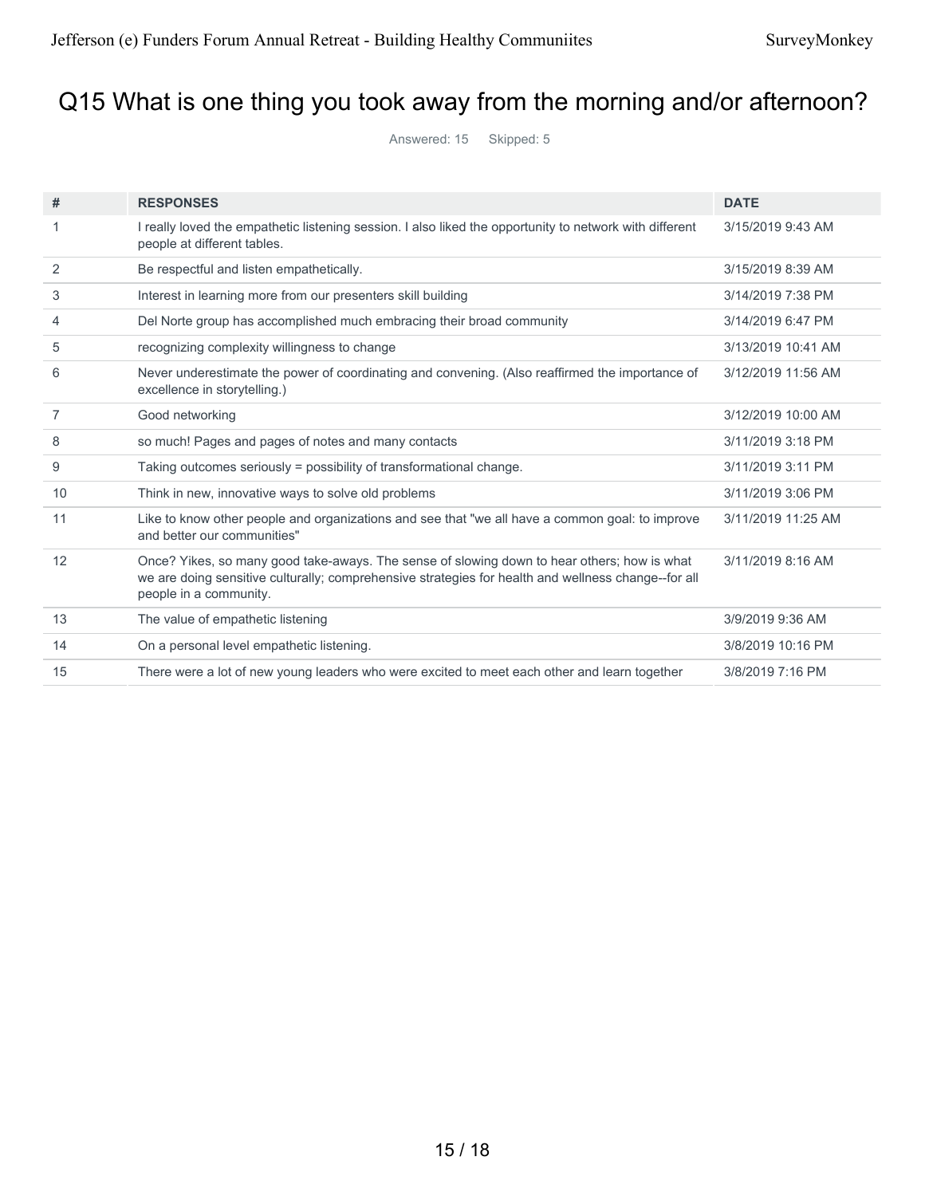# Q15 What is one thing you took away from the morning and/or afternoon?

Answered: 15 Skipped: 5

| # | RESPONSES | DATE |
|---|---|---|
| 1 | I really loved the empathetic listening session. I also liked the opportunity to network with different people at different tables. | 3/15/2019 9:43 AM |
| 2 | Be respectful and listen empathetically. | 3/15/2019 8:39 AM |
| 3 | Interest in learning more from our presenters skill building | 3/14/2019 7:38 PM |
| 4 | Del Norte group has accomplished much embracing their broad community | 3/14/2019 6:47 PM |
| 5 | recognizing complexity willingness to change | 3/13/2019 10:41 AM |
| 6 | Never underestimate the power of coordinating and convening. (Also reaffirmed the importance of excellence in storytelling.) | 3/12/2019 11:56 AM |
| 7 | Good networking | 3/12/2019 10:00 AM |
| 8 | so much! Pages and pages of notes and many contacts | 3/11/2019 3:18 PM |
| 9 | Taking outcomes seriously = possibility of transformational change. | 3/11/2019 3:11 PM |
| 10 | Think in new, innovative ways to solve old problems | 3/11/2019 3:06 PM |
| 11 | Like to know other people and organizations and see that "we all have a common goal: to improve and better our communities" | 3/11/2019 11:25 AM |
| 12 | Once? Yikes, so many good take-aways. The sense of slowing down to hear others; how is what we are doing sensitive culturally; comprehensive strategies for health and wellness change--for all people in a community. | 3/11/2019 8:16 AM |
| 13 | The value of empathetic listening | 3/9/2019 9:36 AM |
| 14 | On a personal level empathetic listening. | 3/8/2019 10:16 PM |
| 15 | There were a lot of new young leaders who were excited to meet each other and learn together | 3/8/2019 7:16 PM |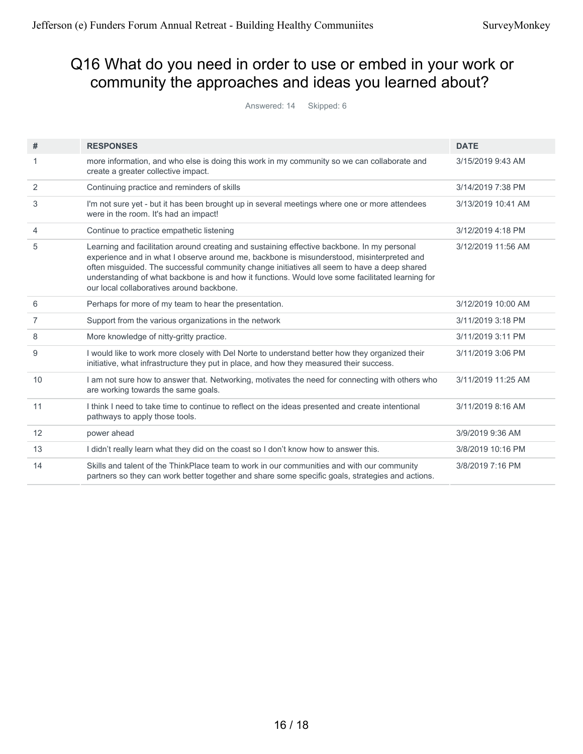## Q16 What do you need in order to use or embed in your work or community the approaches and ideas you learned about?

Answered: 14 Skipped: 6

| # | RESPONSES | DATE |
|---|---|---|
| 1 | more information, and who else is doing this work in my community so we can collaborate and create a greater collective impact. | 3/15/2019 9:43 AM |
| 2 | Continuing practice and reminders of skills | 3/14/2019 7:38 PM |
| 3 | I'm not sure yet - but it has been brought up in several meetings where one or more attendees were in the room. It's had an impact! | 3/13/2019 10:41 AM |
| 4 | Continue to practice empathetic listening | 3/12/2019 4:18 PM |
| 5 | Learning and facilitation around creating and sustaining effective backbone. In my personal experience and in what I observe around me, backbone is misunderstood, misinterpreted and often misguided. The successful community change initiatives all seem to have a deep shared understanding of what backbone is and how it functions. Would love some facilitated learning for our local collaboratives around backbone. | 3/12/2019 11:56 AM |
| 6 | Perhaps for more of my team to hear the presentation. | 3/12/2019 10:00 AM |
| 7 | Support from the various organizations in the network | 3/11/2019 3:18 PM |
| 8 | More knowledge of nitty-gritty practice. | 3/11/2019 3:11 PM |
| 9 | I would like to work more closely with Del Norte to understand better how they organized their initiative, what infrastructure they put in place, and how they measured their success. | 3/11/2019 3:06 PM |
| 10 | I am not sure how to answer that. Networking, motivates the need for connecting with others who are working towards the same goals. | 3/11/2019 11:25 AM |
| 11 | I think I need to take time to continue to reflect on the ideas presented and create intentional pathways to apply those tools. | 3/11/2019 8:16 AM |
| 12 | power ahead | 3/9/2019 9:36 AM |
| 13 | I didn't really learn what they did on the coast so I don't know how to answer this. | 3/8/2019 10:16 PM |
| 14 | Skills and talent of the ThinkPlace team to work in our communities and with our community partners so they can work better together and share some specific goals, strategies and actions. | 3/8/2019 7:16 PM |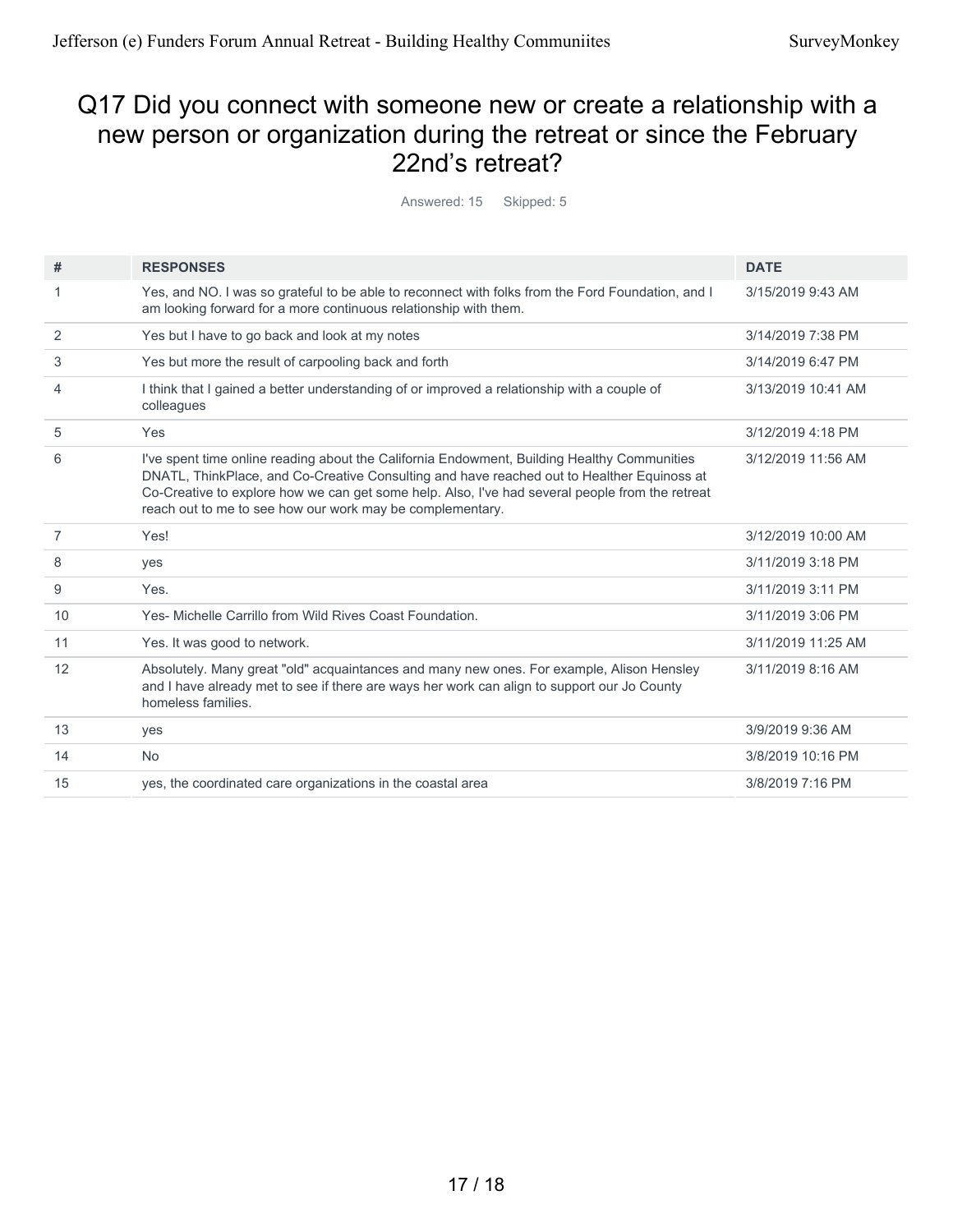## Q17 Did you connect with someone new or create a relationship with a new person or organization during the retreat or since the February 22nd's retreat?

Answered: 15    Skipped: 5

| # | RESPONSES | DATE |
|---|---|---|
| 1 | Yes, and NO. I was so grateful to be able to reconnect with folks from the Ford Foundation, and I am looking forward for a more continuous relationship with them. | 3/15/2019 9:43 AM |
| 2 | Yes but I have to go back and look at my notes | 3/14/2019 7:38 PM |
| 3 | Yes but more the result of carpooling back and forth | 3/14/2019 6:47 PM |
| 4 | I think that I gained a better understanding of or improved a relationship with a couple of colleagues | 3/13/2019 10:41 AM |
| 5 | Yes | 3/12/2019 4:18 PM |
| 6 | I've spent time online reading about the California Endowment, Building Healthy Communities DNATL, ThinkPlace, and Co-Creative Consulting and have reached out to Healther Equinoss at Co-Creative to explore how we can get some help. Also, I've had several people from the retreat reach out to me to see how our work may be complementary. | 3/12/2019 11:56 AM |
| 7 | Yes! | 3/12/2019 10:00 AM |
| 8 | yes | 3/11/2019 3:18 PM |
| 9 | Yes. | 3/11/2019 3:11 PM |
| 10 | Yes- Michelle Carrillo from Wild Rives Coast Foundation. | 3/11/2019 3:06 PM |
| 11 | Yes. It was good to network. | 3/11/2019 11:25 AM |
| 12 | Absolutely. Many great "old" acquaintances and many new ones. For example, Alison Hensley and I have already met to see if there are ways her work can align to support our Jo County homeless families. | 3/11/2019 8:16 AM |
| 13 | yes | 3/9/2019 9:36 AM |
| 14 | No | 3/8/2019 10:16 PM |
| 15 | yes, the coordinated care organizations in the coastal area | 3/8/2019 7:16 PM |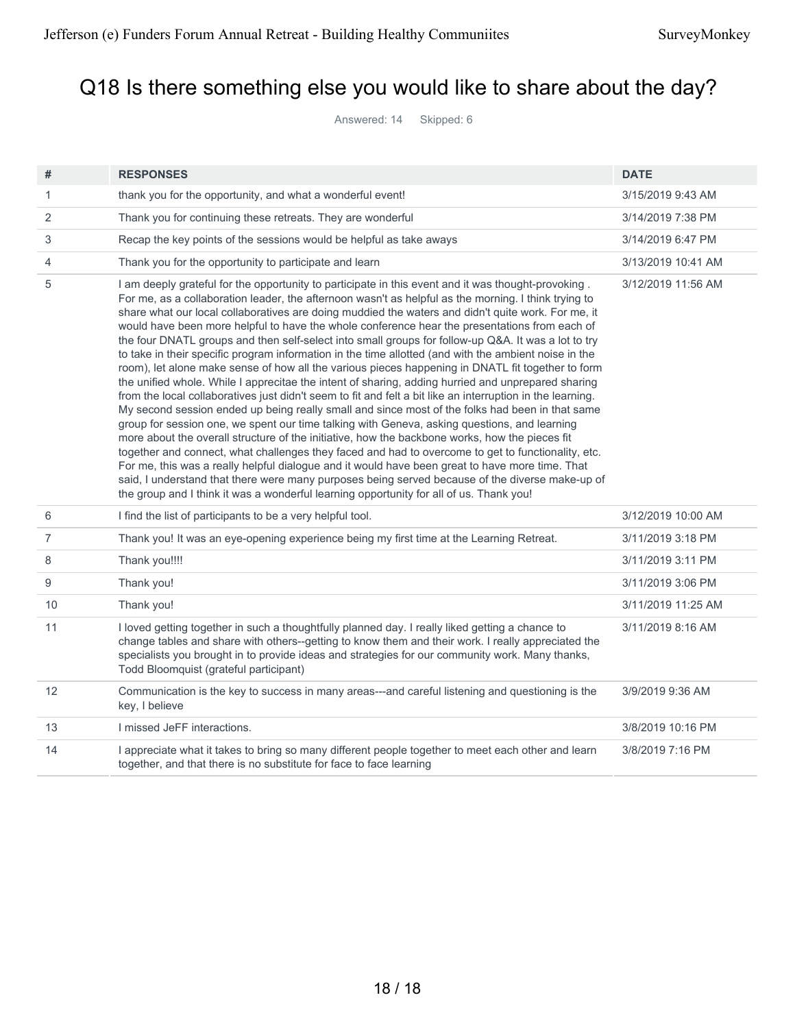## Q18 Is there something else you would like to share about the day?

Answered: 14 Skipped: 6

| # | RESPONSES | DATE |
|---|---|---|
| 1 | thank you for the opportunity, and what a wonderful event! | 3/15/2019 9:43 AM |
| 2 | Thank you for continuing these retreats. They are wonderful | 3/14/2019 7:38 PM |
| 3 | Recap the key points of the sessions would be helpful as take aways | 3/14/2019 6:47 PM |
| 4 | Thank you for the opportunity to participate and learn | 3/13/2019 10:41 AM |
| 5 | I am deeply grateful for the opportunity to participate in this event and it was thought-provoking . For me, as a collaboration leader, the afternoon wasn't as helpful as the morning. I think trying to share what our local collaboratives are doing muddied the waters and didn't quite work. For me, it would have been more helpful to have the whole conference hear the presentations from each of the four DNATL groups and then self-select into small groups for follow-up Q&A. It was a lot to try to take in their specific program information in the time allotted (and with the ambient noise in the room), let alone make sense of how all the various pieces happening in DNATL fit together to form the unified whole. While I appreciate the intent of sharing, adding hurried and unprepared sharing from the local collaboratives just didn't seem to fit and felt a bit like an interruption in the learning. My second session ended up being really small and since most of the folks had been in that same group for session one, we spent our time talking with Geneva, asking questions, and learning more about the overall structure of the initiative, how the backbone works, how the pieces fit together and connect, what challenges they faced and had to overcome to get to functionality, etc. For me, this was a really helpful dialogue and it would have been great to have more time. That said, I understand that there were many purposes being served because of the diverse make-up of the group and I think it was a wonderful learning opportunity for all of us. Thank you! | 3/12/2019 11:56 AM |
| 6 | I find the list of participants to be a very helpful tool. | 3/12/2019 10:00 AM |
| 7 | Thank you! It was an eye-opening experience being my first time at the Learning Retreat. | 3/11/2019 3:18 PM |
| 8 | Thank you!!!! | 3/11/2019 3:11 PM |
| 9 | Thank you! | 3/11/2019 3:06 PM |
| 10 | Thank you! | 3/11/2019 11:25 AM |
| 11 | I loved getting together in such a thoughtfully planned day. I really liked getting a chance to change tables and share with others--getting to know them and their work. I really appreciated the specialists you brought in to provide ideas and strategies for our community work. Many thanks, Todd Bloomquist (grateful participant) | 3/11/2019 8:16 AM |
| 12 | Communication is the key to success in many areas---and careful listening and questioning is the key, I believe | 3/9/2019 9:36 AM |
| 13 | I missed JeFF interactions. | 3/8/2019 10:16 PM |
| 14 | I appreciate what it takes to bring so many different people together to meet each other and learn together, and that there is no substitute for face to face learning | 3/8/2019 7:16 PM |